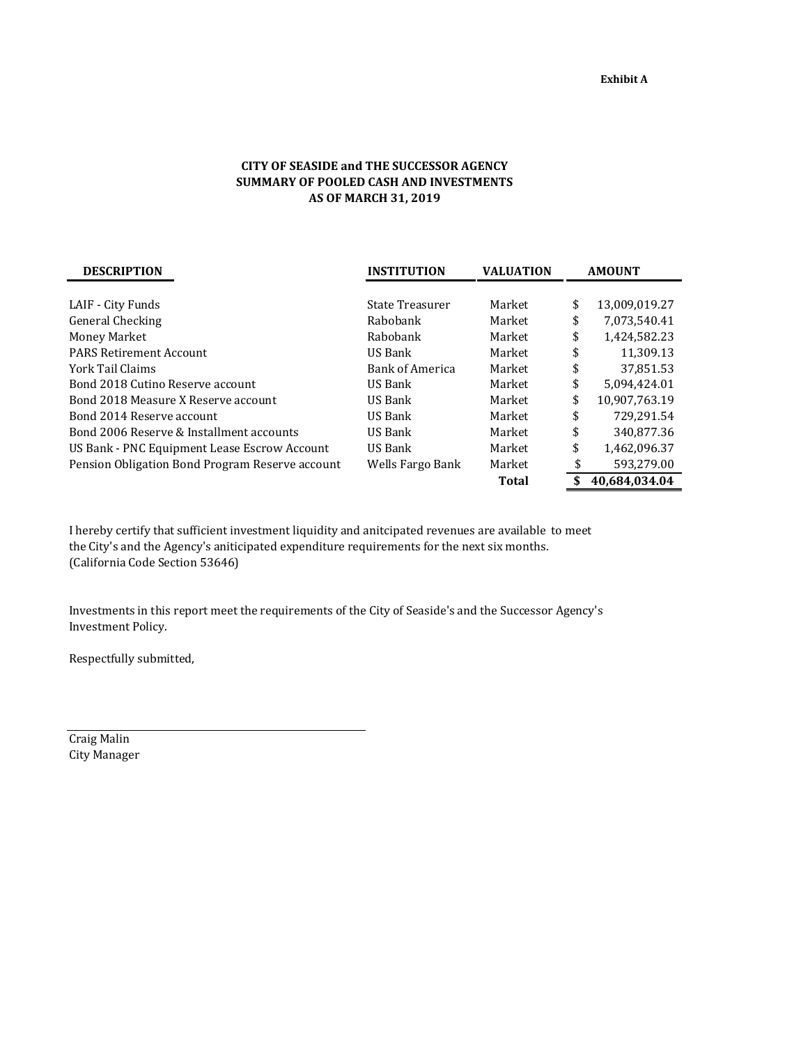**Exhibit A**

**CITY OF SEASIDE and THE SUCCESSOR AGENCY**
**SUMMARY OF POOLED CASH AND INVESTMENTS**
**AS OF MARCH 31, 2019**

| DESCRIPTION | INSTITUTION | VALUATION | AMOUNT |
|---|---|---|---|
| LAIF - City Funds | State Treasurer | Market | $ 13,009,019.27 |
| General Checking | Rabobank | Market | $ 7,073,540.41 |
| Money Market | Rabobank | Market | $ 1,424,582.23 |
| PARS Retirement Account | US Bank | Market | $ 11,309.13 |
| York Tail Claims | Bank of America | Market | $ 37,851.53 |
| Bond 2018 Cutino Reserve account | US Bank | Market | $ 5,094,424.01 |
| Bond 2018 Measure X Reserve account | US Bank | Market | $ 10,907,763.19 |
| Bond 2014 Reserve account | US Bank | Market | $ 729,291.54 |
| Bond 2006 Reserve & Installment accounts | US Bank | Market | $ 340,877.36 |
| US Bank - PNC Equipment Lease Escrow Account | US Bank | Market | $ 1,462,096.37 |
| Pension Obligation Bond Program Reserve account | Wells Fargo Bank | Market | $ 593,279.00 |
| | | **Total** | **$ 40,684,034.04** |

I hereby certify that sufficient investment liquidity and anitcipated revenues are available to meet the City's and the Agency's aniticipated expenditure requirements for the next six months. (California Code Section 53646)

Investments in this report meet the requirements of the City of Seaside's and the Successor Agency's Investment Policy.

Respectfully submitted,

Craig Malin
City Manager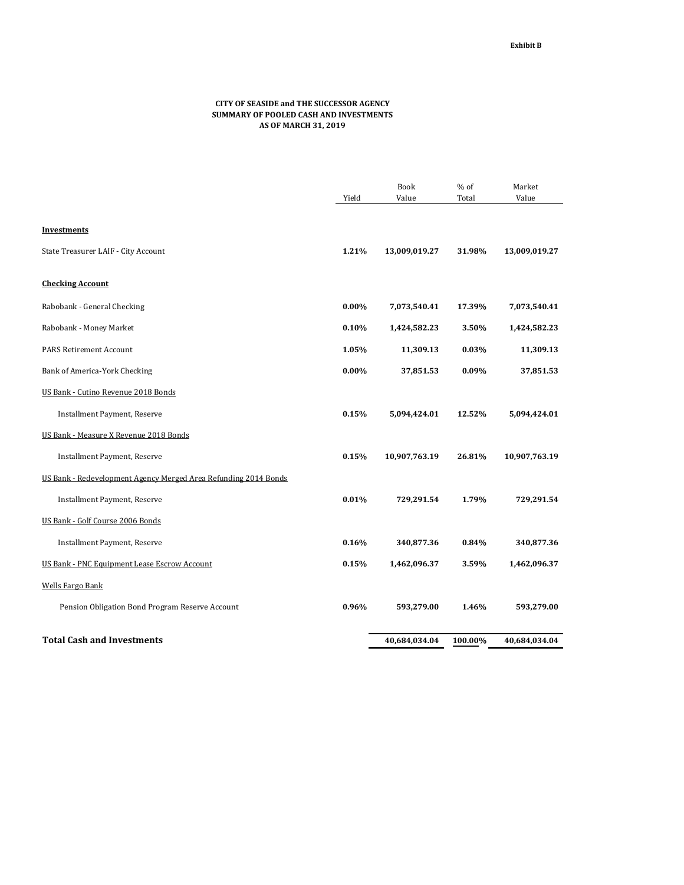Exhibit B

**CITY OF SEASIDE and THE SUCCESSOR AGENCY**
**SUMMARY OF POOLED CASH AND INVESTMENTS**
**AS OF MARCH 31, 2019**

| | Yield | Book Value | % of Total | Market Value |
|---|---|---|---|---|
| **Investments** | | | | |
| State Treasurer LAIF - City Account | **1.21%** | **13,009,019.27** | **31.98%** | **13,009,019.27** |
| **Checking Account** | | | | |
| Rabobank - General Checking | **0.00%** | **7,073,540.41** | **17.39%** | **7,073,540.41** |
| Rabobank - Money Market | **0.10%** | **1,424,582.23** | **3.50%** | **1,424,582.23** |
| PARS Retirement Account | **1.05%** | **11,309.13** | **0.03%** | **11,309.13** |
| Bank of America-York Checking | **0.00%** | **37,851.53** | **0.09%** | **37,851.53** |
| US Bank - Cutino Revenue 2018 Bonds | | | | |
| Installment Payment, Reserve | **0.15%** | **5,094,424.01** | **12.52%** | **5,094,424.01** |
| US Bank - Measure X Revenue 2018 Bonds | | | | |
| Installment Payment, Reserve | **0.15%** | **10,907,763.19** | **26.81%** | **10,907,763.19** |
| US Bank - Redevelopment Agency Merged Area Refunding 2014 Bonds | | | | |
| Installment Payment, Reserve | **0.01%** | **729,291.54** | **1.79%** | **729,291.54** |
| US Bank - Golf Course 2006 Bonds | | | | |
| Installment Payment, Reserve | **0.16%** | **340,877.36** | **0.84%** | **340,877.36** |
| US Bank - PNC Equipment Lease Escrow Account | **0.15%** | **1,462,096.37** | **3.59%** | **1,462,096.37** |
| Wells Fargo Bank | | | | |
| Pension Obligation Bond Program Reserve Account | **0.96%** | **593,279.00** | **1.46%** | **593,279.00** |
| **Total Cash and Investments** | | **40,684,034.04** | **100.00%** | **40,684,034.04** |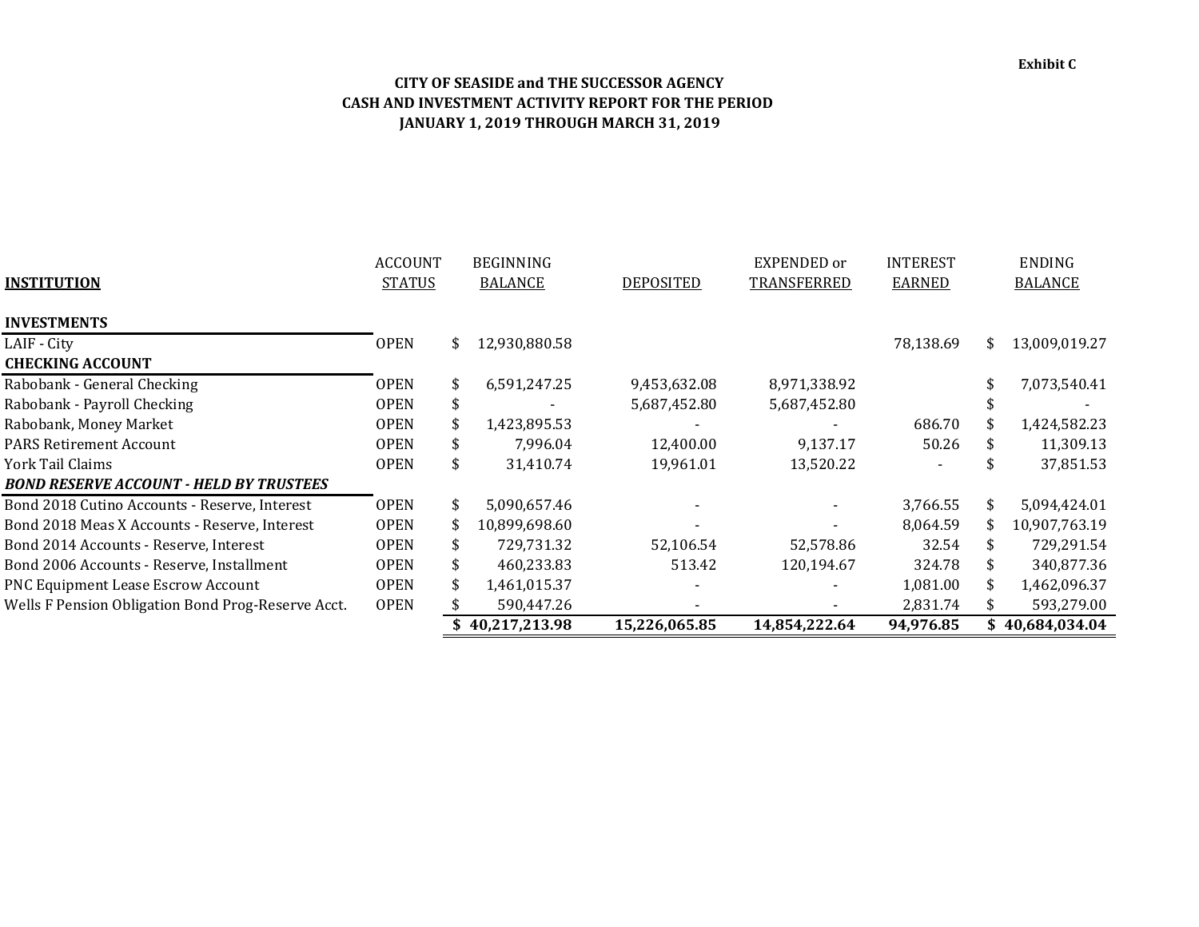**Exhibit C**

**CITY OF SEASIDE and THE SUCCESSOR AGENCY**
**CASH AND INVESTMENT ACTIVITY REPORT FOR THE PERIOD**
**JANUARY 1, 2019 THROUGH MARCH 31, 2019**

| INSTITUTION | ACCOUNT STATUS | BEGINNING BALANCE | DEPOSITED | EXPENDED or TRANSFERRED | INTEREST EARNED | ENDING BALANCE |
|---|---|---|---|---|---|---|
| **INVESTMENTS** | | | | | | |
| LAIF - City | OPEN | $ 12,930,880.58 | | | 78,138.69 | $ 13,009,019.27 |
| **CHECKING ACCOUNT** | | | | | | |
| Rabobank - General Checking | OPEN | $ 6,591,247.25 | 9,453,632.08 | 8,971,338.92 | | $ 7,073,540.41 |
| Rabobank - Payroll Checking | OPEN | $ - | 5,687,452.80 | 5,687,452.80 | | $ - |
| Rabobank, Money Market | OPEN | $ 1,423,895.53 | - | - | 686.70 | $ 1,424,582.23 |
| PARS Retirement Account | OPEN | $ 7,996.04 | 12,400.00 | 9,137.17 | 50.26 | $ 11,309.13 |
| York Tail Claims | OPEN | $ 31,410.74 | 19,961.01 | 13,520.22 | - | $ 37,851.53 |
| ***BOND RESERVE ACCOUNT - HELD BY TRUSTEES*** | | | | | | |
| Bond 2018 Cutino Accounts - Reserve, Interest | OPEN | $ 5,090,657.46 | - | - | 3,766.55 | $ 5,094,424.01 |
| Bond 2018 Meas X Accounts - Reserve, Interest | OPEN | $ 10,899,698.60 | - | - | 8,064.59 | $ 10,907,763.19 |
| Bond 2014 Accounts - Reserve, Interest | OPEN | $ 729,731.32 | 52,106.54 | 52,578.86 | 32.54 | $ 729,291.54 |
| Bond 2006 Accounts - Reserve, Installment | OPEN | $ 460,233.83 | 513.42 | 120,194.67 | 324.78 | $ 340,877.36 |
| PNC Equipment Lease Escrow Account | OPEN | $ 1,461,015.37 | - | - | 1,081.00 | $ 1,462,096.37 |
| Wells F Pension Obligation Bond Prog-Reserve Acct. | OPEN | $ 590,447.26 | - | - | 2,831.74 | $ 593,279.00 |
| | | **$ 40,217,213.98** | **15,226,065.85** | **14,854,222.64** | **94,976.85** | **$ 40,684,034.04** |